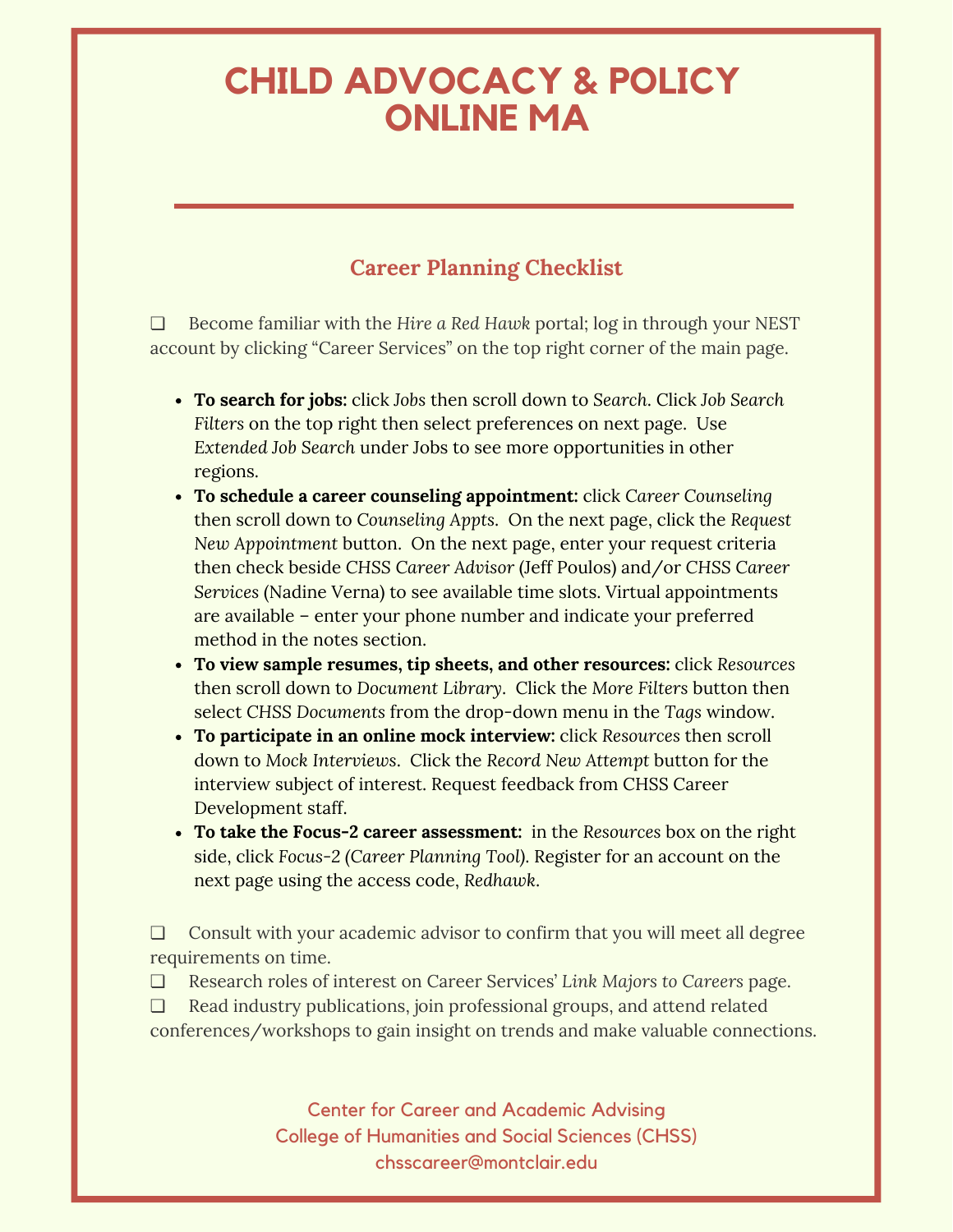# CHILD ADVOCACY & POLICY ONLINE MA

## Career Planning Checklist

❑ Become familiar with the *Hire a Red Hawk* portal; log in through your NEST account by clicking "Career Services" on the top right corner of the main page.

- **To search for jobs:** click *Jobs* then scroll down to *Search*. Click *Job Search Filters* on the top right then select preferences on next page. Use *Extended Job Search* under Jobs to see more opportunities in other regions.
- **To schedule a career counseling appointment:** click *Career Counseling* then scroll down to *Counseling Appts*. On the next page, click the *Request New Appointment* button. On the next page, enter your request criteria then check beside *CHSS Career Advisor* (Jeff Poulos) and/or *CHSS Career Services* (Nadine Verna) to see available time slots. Virtual appointments are available – enter your phone number and indicate your preferred method in the notes section.
- **To view sample resumes, tip sheets, and other resources:** click *Resources* then scroll down to *Document Library*. Click the *More Filters* button then select *CHSS Documents* from the drop-down menu in the *Tags* window.
- **To participate in an online mock interview:** click *Resources* then scroll down to *Mock Interviews*. Click the *Record New Attempt* button for the interview subject of interest. Request feedback from CHSS Career Development staff.
- **To take the Focus-2 career assessment:** in the *Resources* box on the right side, click *Focus-2 (Career Planning Tool)*. Register for an account on the next page using the access code, *Redhawk*.

❑ Consult with your academic advisor to confirm that you will meet all degree requirements on time.

❑ Research roles of interest on Career Services' *Link Majors to Careers* page.

❑ Read industry publications, join professional groups, and attend related conferences/workshops to gain insight on trends and make valuable connections.

Center for Career and Academic Advising
College of Humanities and Social Sciences (CHSS)
chsscareer@montclair.edu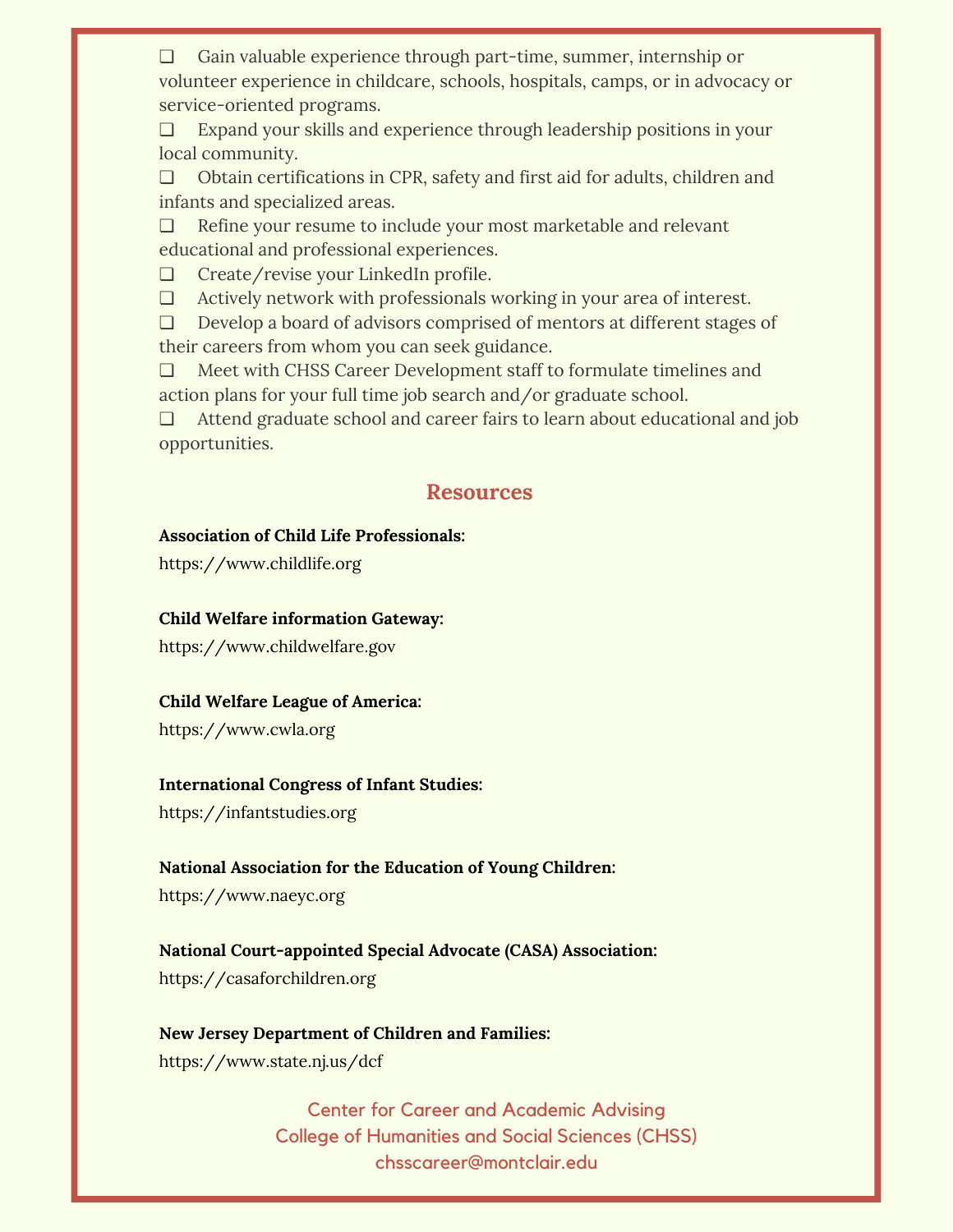- ❑ Gain valuable experience through part-time, summer, internship or volunteer experience in childcare, schools, hospitals, camps, or in advocacy or service-oriented programs.
- ❑ Expand your skills and experience through leadership positions in your local community.
- ❑ Obtain certifications in CPR, safety and first aid for adults, children and infants and specialized areas.
- ❑ Refine your resume to include your most marketable and relevant educational and professional experiences.
- ❑ Create/revise your LinkedIn profile.
- ❑ Actively network with professionals working in your area of interest.
- ❑ Develop a board of advisors comprised of mentors at different stages of their careers from whom you can seek guidance.
- ❑ Meet with CHSS Career Development staff to formulate timelines and action plans for your full time job search and/or graduate school.
- ❑ Attend graduate school and career fairs to learn about educational and job opportunities.

## Resources

**Association of Child Life Professionals:**
https://www.childlife.org

**Child Welfare information Gateway:**
https://www.childwelfare.gov

**Child Welfare League of America:**
https://www.cwla.org

**International Congress of Infant Studies:**
https://infantstudies.org

**National Association for the Education of Young Children:**
https://www.naeyc.org

**National Court-appointed Special Advocate (CASA) Association:**
https://casaforchildren.org

**New Jersey Department of Children and Families:**
https://www.state.nj.us/dcf

Center for Career and Academic Advising
College of Humanities and Social Sciences (CHSS)
chsscareer@montclair.edu